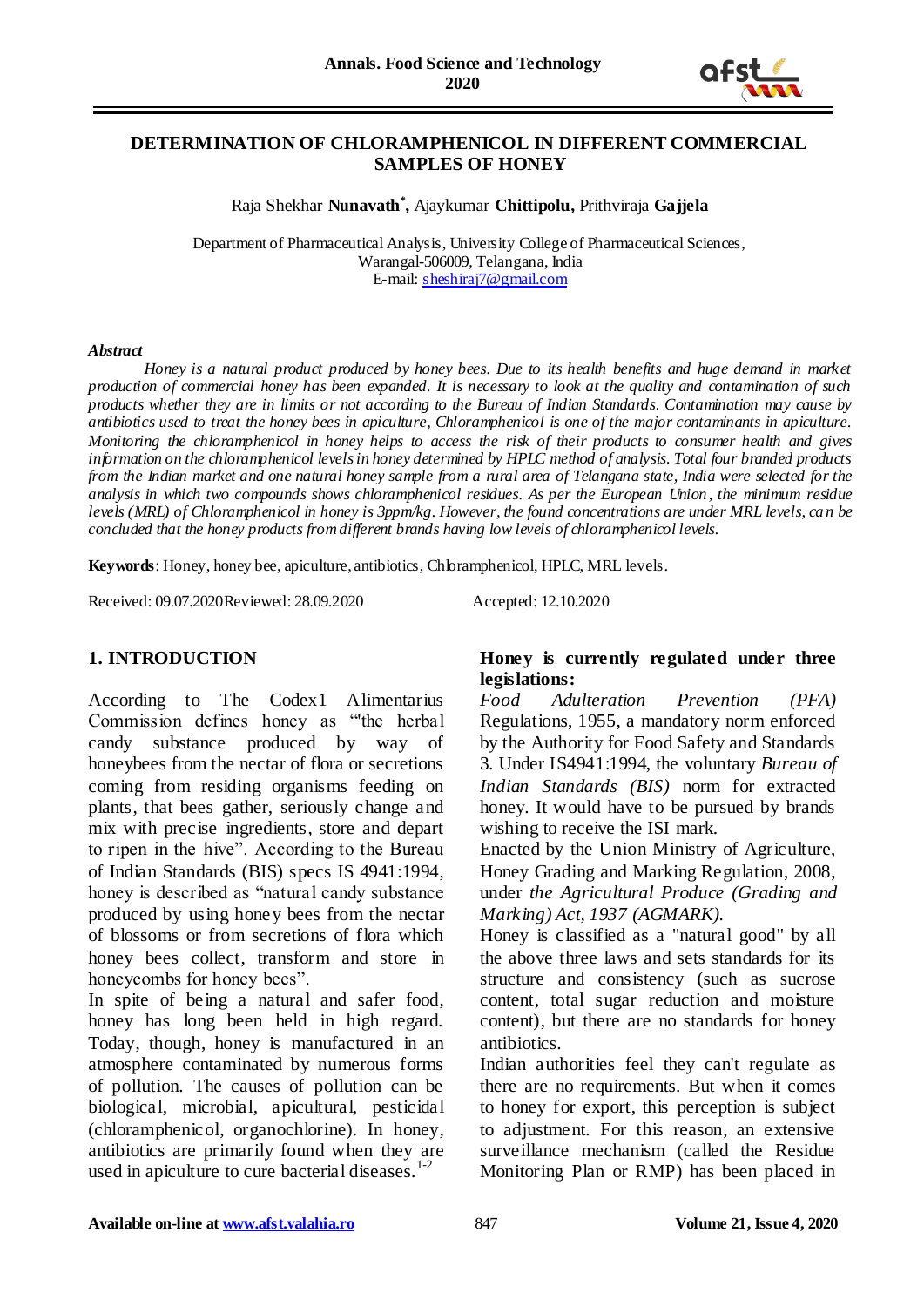# DETERMINATION OF CHLORAMPHENICOL IN DIFFERENT COMMERCIAL SAMPLES OF HONEY

Raja Shekhar **Nunavath**[*], Ajaykumar **Chittipolu,** Prithviraja **Gajjela**

Department of Pharmaceutical Analysis, University College of Pharmaceutical Sciences, Warangal-506009, Telangana, India
E-mail: sheshiraj7@gmail.com

***Abstract***

*Honey is a natural product produced by honey bees. Due to its health benefits and huge demand in market production of commercial honey has been expanded. It is necessary to look at the quality and contamination of such products whether they are in limits or not according to the Bureau of Indian Standards. Contamination may cause by antibiotics used to treat the honey bees in apiculture, Chloramphenicol is one of the major contaminants in apiculture. Monitoring the chloramphenicol in honey helps to access the risk of their products to consumer health and gives information on the chloramphenicol levels in honey determined by HPLC method of analysis. Total four branded products from the Indian market and one natural honey sample from a rural area of Telangana state, India were selected for the analysis in which two compounds shows chloramphenicol residues. As per the European Union, the minimum residue levels (MRL) of Chloramphenicol in honey is 3ppm/kg. However, the found concentrations are under MRL levels, can be concluded that the honey products from different brands having low levels of chloramphenicol levels.*

**Keywords**: Honey, honey bee, apiculture, antibiotics, Chloramphenicol, HPLC, MRL levels.

Received: 09.07.2020 Reviewed: 28.09.2020 Accepted: 12.10.2020

## 1. INTRODUCTION

According to The Codex1 Alimentarius Commission defines honey as "the herbal candy substance produced by way of honeybees from the nectar of flora or secretions coming from residing organisms feeding on plants, that bees gather, seriously change and mix with precise ingredients, store and depart to ripen in the hive". According to the Bureau of Indian Standards (BIS) specs IS 4941:1994, honey is described as "natural candy substance produced by using honey bees from the nectar of blossoms or from secretions of flora which honey bees collect, transform and store in honeycombs for honey bees".

In spite of being a natural and safer food, honey has long been held in high regard. Today, though, honey is manufactured in an atmosphere contaminated by numerous forms of pollution. The causes of pollution can be biological, microbial, apicultural, pesticidal (chloramphenicol, organochlorine). In honey, antibiotics are primarily found when they are used in apiculture to cure bacterial diseases.[1-2]

**Honey is currently regulated under three legislations:**

*Food Adulteration Prevention (PFA)* Regulations, 1955, a mandatory norm enforced by the Authority for Food Safety and Standards 3. Under IS4941:1994, the voluntary *Bureau of Indian Standards (BIS)* norm for extracted honey. It would have to be pursued by brands wishing to receive the ISI mark.

Enacted by the Union Ministry of Agriculture, Honey Grading and Marking Regulation, 2008, under *the Agricultural Produce (Grading and Marking) Act, 1937 (AGMARK).*

Honey is classified as a "natural good" by all the above three laws and sets standards for its structure and consistency (such as sucrose content, total sugar reduction and moisture content), but there are no standards for honey antibiotics.

Indian authorities feel they can't regulate as there are no requirements. But when it comes to honey for export, this perception is subject to adjustment. For this reason, an extensive surveillance mechanism (called the Residue Monitoring Plan or RMP) has been placed in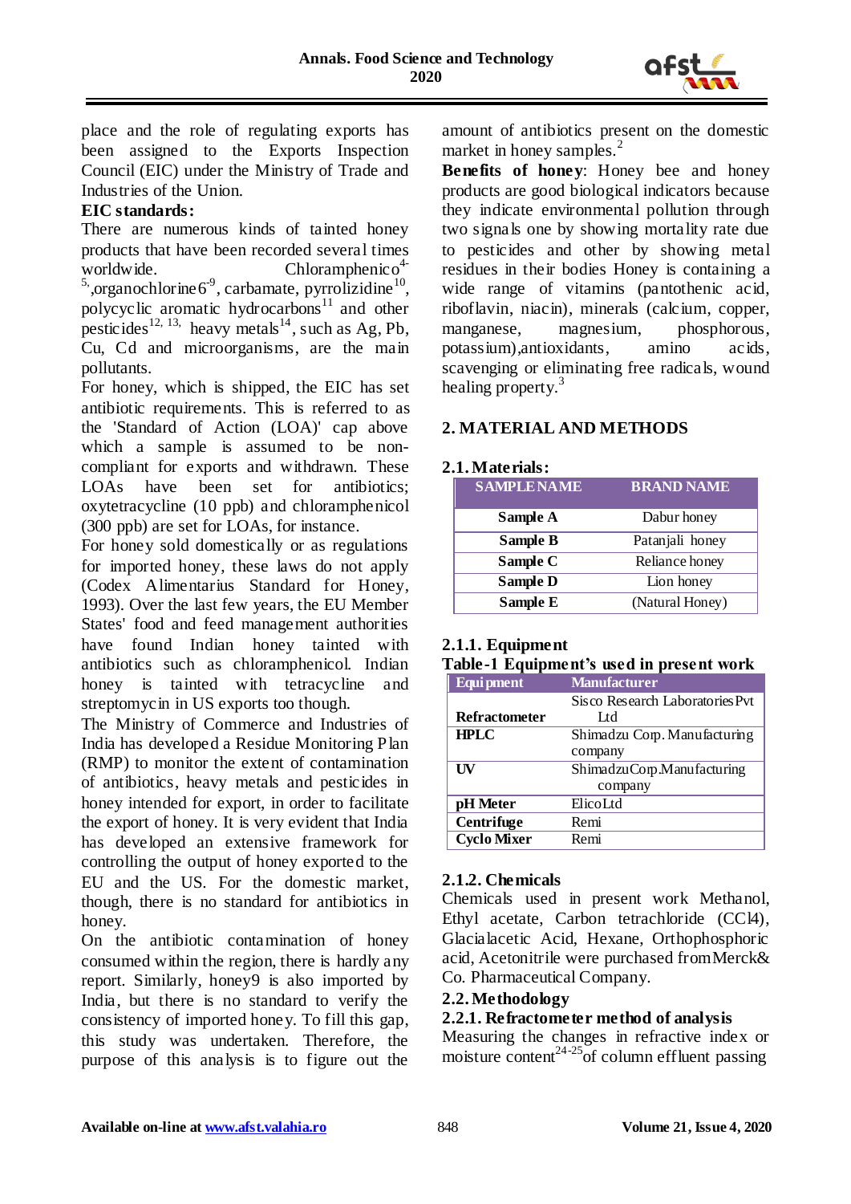place and the role of regulating exports has been assigned to the Exports Inspection Council (EIC) under the Ministry of Trade and Industries of the Union.

**EIC standards:**

There are numerous kinds of tainted honey products that have been recorded several times worldwide. Chloramphenico[4-5],organochlorine6[-9], carbamate, pyrrolizidine[10], polycyclic aromatic hydrocarbons[11] and other pesticides[12, 13,] heavy metals[14], such as Ag, Pb, Cu, Cd and microorganisms, are the main pollutants.

For honey, which is shipped, the EIC has set antibiotic requirements. This is referred to as the 'Standard of Action (LOA)' cap above which a sample is assumed to be non-compliant for exports and withdrawn. These LOAs have been set for antibiotics; oxytetracycline (10 ppb) and chloramphenicol (300 ppb) are set for LOAs, for instance.

For honey sold domestically or as regulations for imported honey, these laws do not apply (Codex Alimentarius Standard for Honey, 1993). Over the last few years, the EU Member States' food and feed management authorities have found Indian honey tainted with antibiotics such as chloramphenicol. Indian honey is tainted with tetracycline and streptomycin in US exports too though.

The Ministry of Commerce and Industries of India has developed a Residue Monitoring Plan (RMP) to monitor the extent of contamination of antibiotics, heavy metals and pesticides in honey intended for export, in order to facilitate the export of honey. It is very evident that India has developed an extensive framework for controlling the output of honey exported to the EU and the US. For the domestic market, though, there is no standard for antibiotics in honey.

On the antibiotic contamination of honey consumed within the region, there is hardly any report. Similarly, honey9 is also imported by India, but there is no standard to verify the consistency of imported honey. To fill this gap, this study was undertaken. Therefore, the purpose of this analysis is to figure out the amount of antibiotics present on the domestic market in honey samples.[2]

**Benefits of honey**: Honey bee and honey products are good biological indicators because they indicate environmental pollution through two signals one by showing mortality rate due to pesticides and other by showing metal residues in their bodies Honey is containing a wide range of vitamins (pantothenic acid, riboflavin, niacin), minerals (calcium, copper, manganese, magnesium, phosphorous, potassium),antioxidants, amino acids, scavenging or eliminating free radicals, wound healing property.[3]

## 2. MATERIAL AND METHODS

### 2.1. Materials:

| SAMPLE NAME | BRAND NAME |
|---|---|
| **Sample A** | Dabur honey |
| **Sample B** | Patanjali honey |
| **Sample C** | Reliance honey |
| **Sample D** | Lion honey |
| **Sample E** | (Natural Honey) |

#### 2.1.1. Equipment

**Table-1 Equipment's used in present work**

| Equipment | Manufacturer |
|---|---|
| **Refractometer** | Sisco Research Laboratories Pvt Ltd |
| **HPLC** | Shimadzu Corp. Manufacturing company |
| **UV** | ShimadzuCorp.Manufacturing company |
| **pH Meter** | ElicoLtd |
| **Centrifuge** | Remi |
| **Cyclo Mixer** | Remi |

#### 2.1.2. Chemicals

Chemicals used in present work Methanol, Ethyl acetate, Carbon tetrachloride ($CCl_4$), Glacialacetic Acid, Hexane, Orthophosphoric acid, Acetonitrile were purchased fromMerck& Co. Pharmaceutical Company.

### 2.2. Methodology

#### 2.2.1. Refractometer method of analysis

Measuring the changes in refractive index or moisture content[24-25]of column effluent passing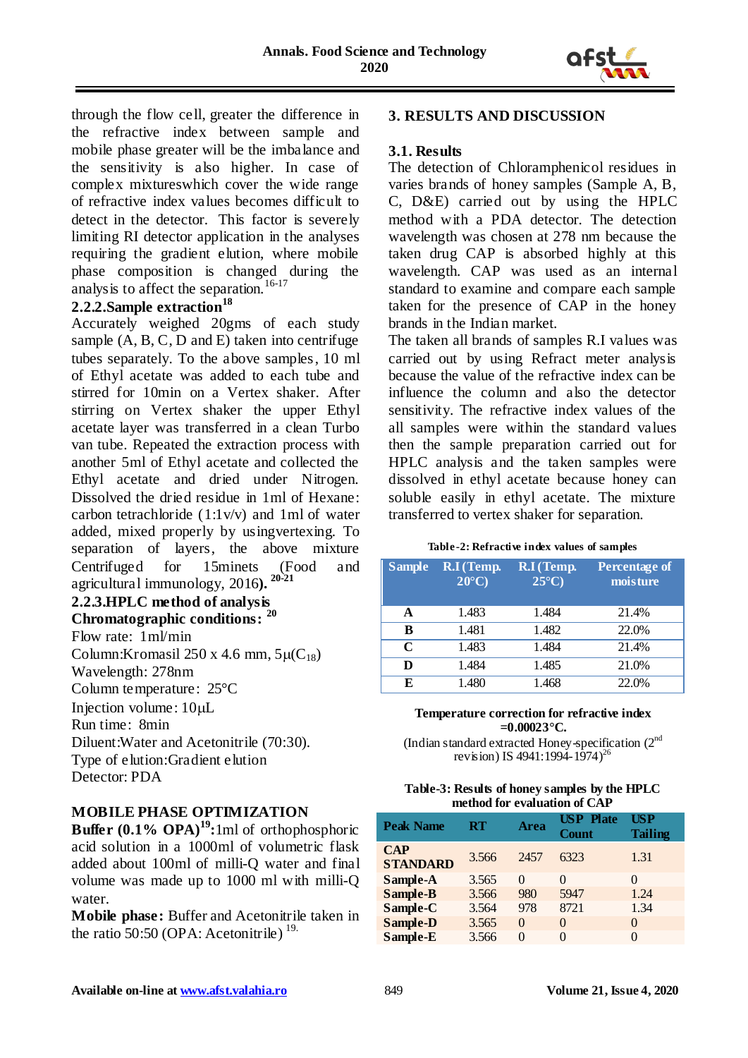through the flow cell, greater the difference in the refractive index between sample and mobile phase greater will be the imbalance and the sensitivity is also higher. In case of complex mixtureswhich cover the wide range of refractive index values becomes difficult to detect in the detector. This factor is severely limiting RI detector application in the analyses requiring the gradient elution, where mobile phase composition is changed during the analysis to affect the separation.[16-17]

**2.2.2.Sample extraction[18]**

Accurately weighed 20gms of each study sample (A, B, C, D and E) taken into centrifuge tubes separately. To the above samples, 10 ml of Ethyl acetate was added to each tube and stirred for 10min on a Vertex shaker. After stirring on Vertex shaker the upper Ethyl acetate layer was transferred in a clean Turbo van tube. Repeated the extraction process with another 5ml of Ethyl acetate and collected the Ethyl acetate and dried under Nitrogen. Dissolved the dried residue in 1ml of Hexane: carbon tetrachloride (1:1v/v) and 1ml of water added, mixed properly by usingvertexing. To separation of layers, the above mixture Centrifuged for 15minets (Food and agricultural immunology, 2016). [20-21]

**2.2.3.HPLC method of analysis**

**Chromatographic conditions: [20]**

Flow rate: 1ml/min

Column:Kromasil 250 x 4.6 mm, 5μ($C_{18}$)

Wavelength: 278nm

Column temperature: 25°C

Injection volume: 10μL

Run time: 8min

Diluent:Water and Acetonitrile (70:30).

Type of elution:Gradient elution

Detector: PDA

**MOBILE PHASE OPTIMIZATION**

**Buffer (0.1% OPA)[19]:**1ml of orthophosphoric acid solution in a 1000ml of volumetric flask added about 100ml of milli-Q water and final volume was made up to 1000 ml with milli-Q water.

**Mobile phase:** Buffer and Acetonitrile taken in the ratio 50:50 (OPA: Acetonitrile) [19].

## 3. RESULTS AND DISCUSSION

### 3.1. Results

The detection of Chloramphenicol residues in varies brands of honey samples (Sample A, B, C, D&E) carried out by using the HPLC method with a PDA detector. The detection wavelength was chosen at 278 nm because the taken drug CAP is absorbed highly at this wavelength. CAP was used as an internal standard to examine and compare each sample taken for the presence of CAP in the honey brands in the Indian market.

The taken all brands of samples R.I values was carried out by using Refract meter analysis because the value of the refractive index can be influence the column and also the detector sensitivity. The refractive index values of the all samples were within the standard values then the sample preparation carried out for HPLC analysis and the taken samples were dissolved in ethyl acetate because honey can soluble easily in ethyl acetate. The mixture transferred to vertex shaker for separation.

**Table-2: Refractive index values of samples**

| Sample | R.I (Temp. 20°C) | R.I (Temp. 25°C) | Percentage of moisture |
|---|---|---|---|
| **A** | 1.483 | 1.484 | 21.4% |
| **B** | 1.481 | 1.482 | 22.0% |
| **C** | 1.483 | 1.484 | 21.4% |
| **D** | 1.484 | 1.485 | 21.0% |
| **E** | 1.480 | 1.468 | 22.0% |

**Temperature correction for refractive index =0.00023°C.**

(Indian standard extracted Honey-specification (2nd revision) IS 4941:1994-1974)[26]

**Table-3: Results of honey samples by the HPLC method for evaluation of CAP**

| Peak Name | RT | Area | USP Plate Count | USP Tailing |
|---|---|---|---|---|
| **CAP STANDARD** | 3.566 | 2457 | 6323 | 1.31 |
| **Sample-A** | 3.565 | 0 | 0 | 0 |
| **Sample-B** | 3.566 | 980 | 5947 | 1.24 |
| **Sample-C** | 3.564 | 978 | 8721 | 1.34 |
| **Sample-D** | 3.565 | 0 | 0 | 0 |
| **Sample-E** | 3.566 | 0 | 0 | 0 |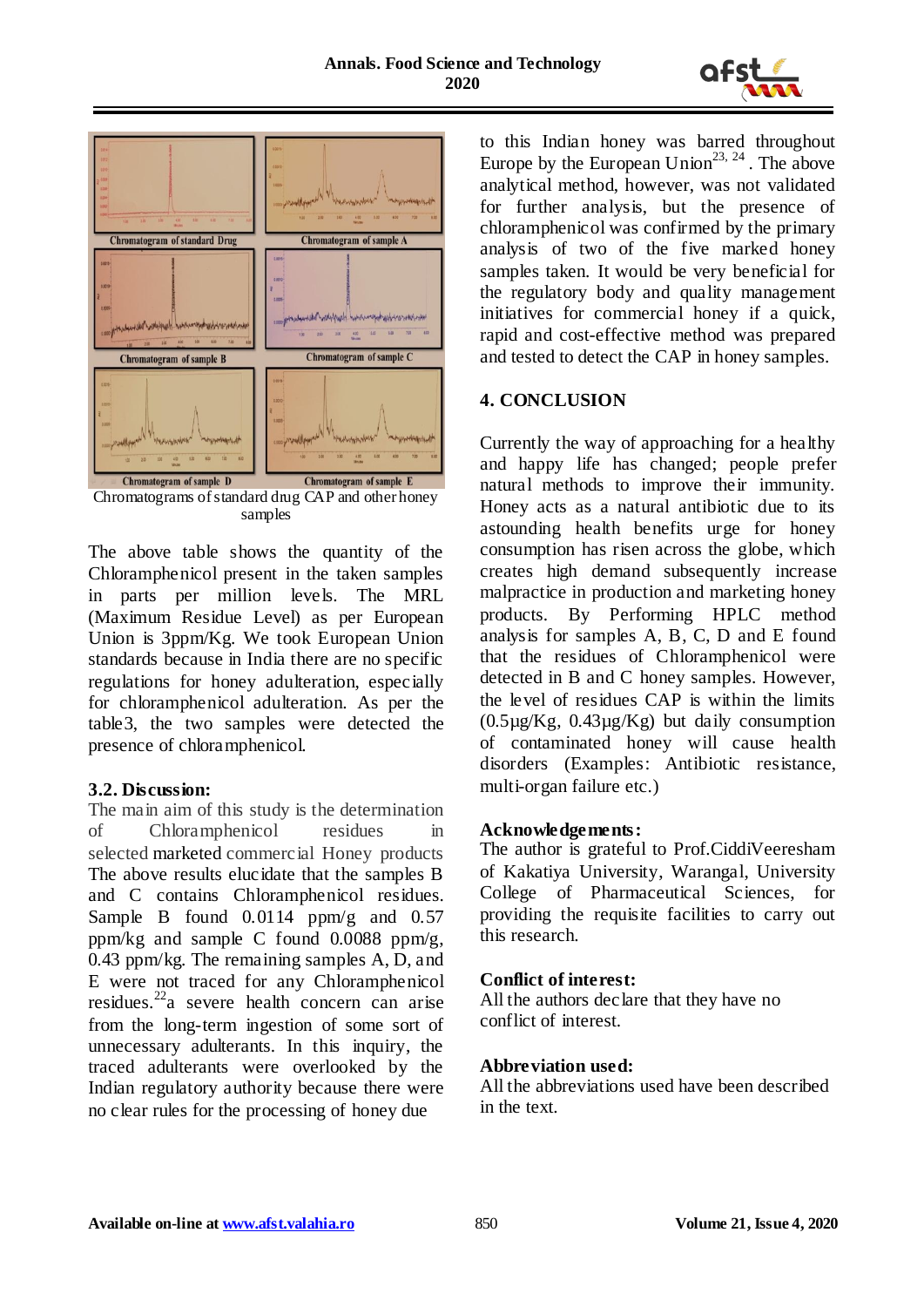Chromatogram of standard Drug | Chromatogram of sample A | Chromatogram of sample B | Chromatogram of sample C | Chromatogram of sample D | Chromatogram of sample E

Chromatograms of standard drug CAP and other honey samples

The above table shows the quantity of the Chloramphenicol present in the taken samples in parts per million levels. The MRL (Maximum Residue Level) as per European Union is 3ppm/Kg. We took European Union standards because in India there are no specific regulations for honey adulteration, especially for chloramphenicol adulteration. As per the table3, the two samples were detected the presence of chloramphenicol.

### 3.2. Discussion:

The main aim of this study is the determination of Chloramphenicol residues in selected marketed commercial Honey products The above results elucidate that the samples B and C contains Chloramphenicol residues. Sample B found 0.0114 ppm/g and 0.57 ppm/kg and sample C found 0.0088 ppm/g, 0.43 ppm/kg. The remaining samples A, D, and E were not traced for any Chloramphenicol residues.[22]a severe health concern can arise from the long-term ingestion of some sort of unnecessary adulterants. In this inquiry, the traced adulterants were overlooked by the Indian regulatory authority because there were no clear rules for the processing of honey due to this Indian honey was barred throughout Europe by the European Union[23, 24]. The above analytical method, however, was not validated for further analysis, but the presence of chloramphenicol was confirmed by the primary analysis of two of the five marked honey samples taken. It would be very beneficial for the regulatory body and quality management initiatives for commercial honey if a quick, rapid and cost-effective method was prepared and tested to detect the CAP in honey samples.

## 4. CONCLUSION

Currently the way of approaching for a healthy and happy life has changed; people prefer natural methods to improve their immunity. Honey acts as a natural antibiotic due to its astounding health benefits urge for honey consumption has risen across the globe, which creates high demand subsequently increase malpractice in production and marketing honey products. By Performing HPLC method analysis for samples A, B, C, D and E found that the residues of Chloramphenicol were detected in B and C honey samples. However, the level of residues CAP is within the limits (0.5µg/Kg, 0.43µg/Kg) but daily consumption of contaminated honey will cause health disorders (Examples: Antibiotic resistance, multi-organ failure etc.)

**Acknowledgements:**
The author is grateful to Prof.CiddiVeeresham of Kakatiya University, Warangal, University College of Pharmaceutical Sciences, for providing the requisite facilities to carry out this research.

**Conflict of interest:**
All the authors declare that they have no conflict of interest.

**Abbreviation used:**
All the abbreviations used have been described in the text.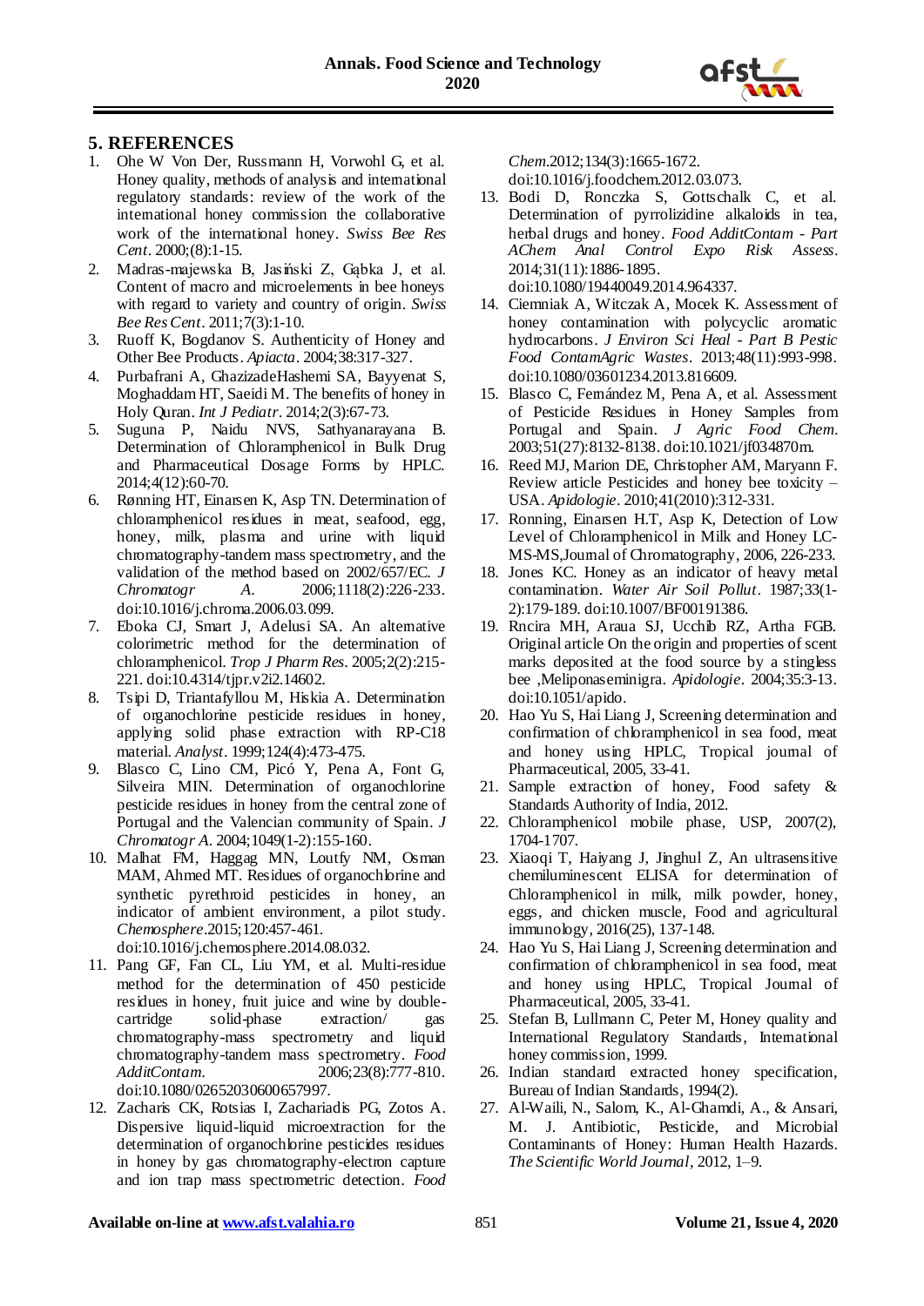## 5. REFERENCES

1. Ohe W Von Der, Russmann H, Vorwohl G, et al. Honey quality, methods of analysis and international regulatory standards: review of the work of the international honey commission the collaborative work of the international honey. *Swiss Bee Res Cent*. 2000;(8):1-15.
2. Madras-majewska B, Jasiński Z, Gąbka J, et al. Content of macro and microelements in bee honeys with regard to variety and country of origin. *Swiss Bee Res Cent*. 2011;7(3):1-10.
3. Ruoff K, Bogdanov S. Authenticity of Honey and Other Bee Products. *Apiacta*. 2004;38:317-327.
4. Purbafrani A, GhazizadeHashemi SA, Bayyenat S, Moghaddam HT, Saeidi M. The benefits of honey in Holy Quran. *Int J Pediatr*. 2014;2(3):67-73.
5. Suguna P, Naidu NVS, Sathyanarayana B. Determination of Chloramphenicol in Bulk Drug and Pharmaceutical Dosage Forms by HPLC. 2014;4(12):60-70.
6. Rønning HT, Einarsen K, Asp TN. Determination of chloramphenicol residues in meat, seafood, egg, honey, milk, plasma and urine with liquid chromatography-tandem mass spectrometry, and the validation of the method based on 2002/657/EC. *J Chromatogr A*. 2006;1118(2):226-233. doi:10.1016/j.chroma.2006.03.099.
7. Eboka CJ, Smart J, Adelusi SA. An alternative colorimetric method for the determination of chloramphenicol. *Trop J Pharm Res*. 2005;2(2):215-221. doi:10.4314/tjpr.v2i2.14602.
8. Tsipi D, Triantafyllou M, Hiskia A. Determination of organochlorine pesticide residues in honey, applying solid phase extraction with RP-C18 material. *Analyst*. 1999;124(4):473-475.
9. Blasco C, Lino CM, Picó Y, Pena A, Font G, Silveira MIN. Determination of organochlorine pesticide residues in honey from the central zone of Portugal and the Valencian community of Spain. *J Chromatogr A*. 2004;1049(1-2):155-160.
10. Malhat FM, Haggag MN, Loutfy NM, Osman MAM, Ahmed MT. Residues of organochlorine and synthetic pyrethroid pesticides in honey, an indicator of ambient environment, a pilot study. *Chemosphere*.2015;120:457-461. doi:10.1016/j.chemosphere.2014.08.032.
11. Pang GF, Fan CL, Liu YM, et al. Multi-residue method for the determination of 450 pesticide residues in honey, fruit juice and wine by double-cartridge solid-phase extraction/ gas chromatography-mass spectrometry and liquid chromatography-tandem mass spectrometry. *Food AdditContam*. 2006;23(8):777-810. doi:10.1080/02652030600657997.
12. Zacharis CK, Rotsias I, Zachariadis PG, Zotos A. Dispersive liquid-liquid microextraction for the determination of organochlorine pesticides residues in honey by gas chromatography-electron capture and ion trap mass spectrometric detection. *Food Chem*.2012;134(3):1665-1672. doi:10.1016/j.foodchem.2012.03.073.
13. Bodi D, Ronczka S, Gottschalk C, et al. Determination of pyrrolizidine alkaloids in tea, herbal drugs and honey. *Food AdditContam - Part AChem Anal Control Expo Risk Assess*. 2014;31(11):1886-1895. doi:10.1080/19440049.2014.964337.
14. Ciemniak A, Witczak A, Mocek K. Assessment of honey contamination with polycyclic aromatic hydrocarbons. *J Environ Sci Heal - Part B Pestic Food ContamAgric Wastes*. 2013;48(11):993-998. doi:10.1080/03601234.2013.816609.
15. Blasco C, Fernández M, Pena A, et al. Assessment of Pesticide Residues in Honey Samples from Portugal and Spain. *J Agric Food Chem*. 2003;51(27):8132-8138. doi:10.1021/jf034870m.
16. Reed MJ, Marion DE, Christopher AM, Maryann F. Review article Pesticides and honey bee toxicity – USA. *Apidologie*. 2010;41(2010):312-331.
17. Ronning, Einarsen H.T, Asp K, Detection of Low Level of Chloramphenicol in Milk and Honey LC-MS-MS,Journal of Chromatography, 2006, 226-233.
18. Jones KC. Honey as an indicator of heavy metal contamination. *Water Air Soil Pollut*. 1987;33(1-2):179-189. doi:10.1007/BF00191386.
19. Rncira MH, Araua SJ, Ucchib RZ, Artha FGB. Original article On the origin and properties of scent marks deposited at the food source by a stingless bee ,Meliponaseminigra. *Apidologie*. 2004;35:3-13. doi:10.1051/apido.
20. Hao Yu S, Hai Liang J, Screening determination and confirmation of chloramphenicol in sea food, meat and honey using HPLC, Tropical journal of Pharmaceutical, 2005, 33-41.
21. Sample extraction of honey, Food safety & Standards Authority of India, 2012.
22. Chloramphenicol mobile phase, USP, 2007(2), 1704-1707.
23. Xiaoqi T, Haiyang J, Jinghul Z, An ultrasensitive chemiluminescent ELISA for determination of Chloramphenicol in milk, milk powder, honey, eggs, and chicken muscle, Food and agricultural immunology, 2016(25), 137-148.
24. Hao Yu S, Hai Liang J, Screening determination and confirmation of chloramphenicol in sea food, meat and honey using HPLC, Tropical Journal of Pharmaceutical, 2005, 33-41.
25. Stefan B, Lullmann C, Peter M, Honey quality and International Regulatory Standards, International honey commission, 1999.
26. Indian standard extracted honey specification, Bureau of Indian Standards, 1994(2).
27. Al-Waili, N., Salom, K., Al-Ghamdi, A., & Ansari, M. J. Antibiotic, Pesticide, and Microbial Contaminants of Honey: Human Health Hazards. *The Scientific World Journal*, 2012, 1–9.